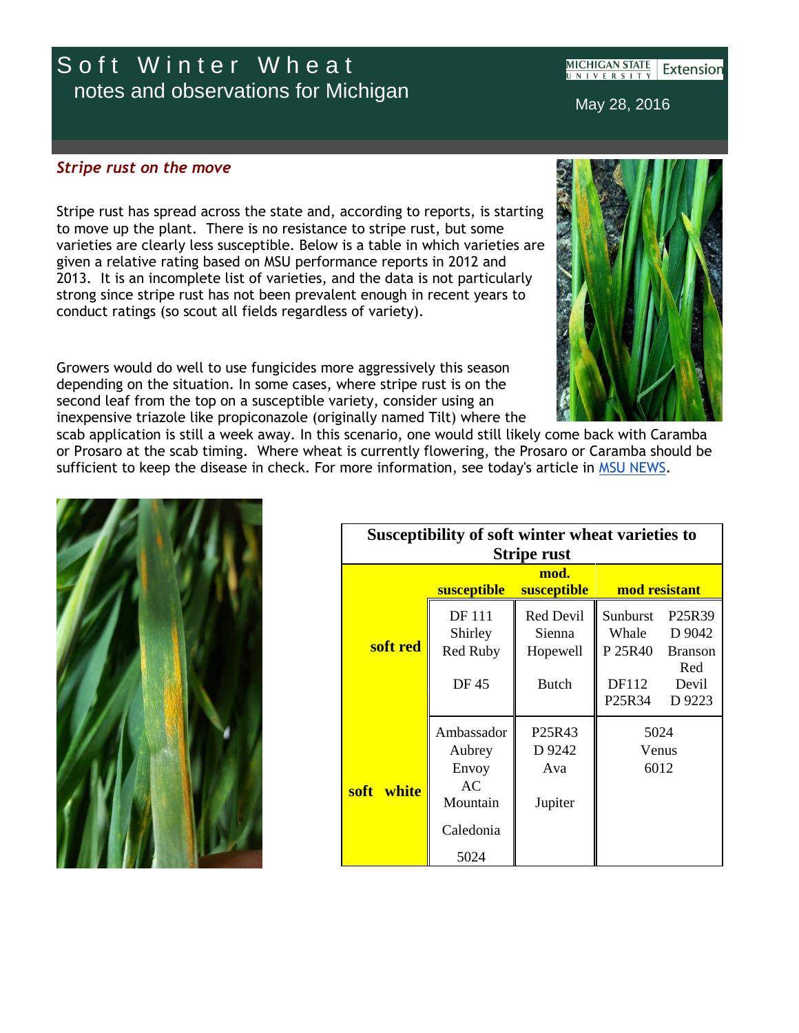# Soft Winter Wheat

## notes and observations for Michigan

May 28, 2016

### *Stripe rust on the move*

Stripe rust has spread across the state and, according to reports, is starting to move up the plant. There is no resistance to stripe rust, but some varieties are clearly less susceptible. Below is a table in which varieties are given a relative rating based on MSU performance reports in 2012 and 2013. It is an incomplete list of varieties, and the data is not particularly strong since stripe rust has not been prevalent enough in recent years to conduct ratings (so scout all fields regardless of variety).

Growers would do well to use fungicides more aggressively this season depending on the situation. In some cases, where stripe rust is on the second leaf from the top on a susceptible variety, consider using an inexpensive triazole like propiconazole (originally named Tilt) where the scab application is still a week away. In this scenario, one would still likely come back with Caramba or Prosaro at the scab timing. Where wheat is currently flowering, the Prosaro or Caramba should be sufficient to keep the disease in check. For more information, see today's article in MSU NEWS.

**Susceptibility of soft winter wheat varieties to Stripe rust**

| | susceptible | mod. susceptible | mod resistant | |
|---|---|---|---|---|
| **soft red** | DF 111<br>Shirley<br>Red Ruby<br>DF 45 | Red Devil<br>Sienna<br>Hopewell<br>Butch | Sunburst<br>Whale<br>P 25R40<br>DF112<br>P25R34 | P25R39<br>D 9042<br>Branson<br>Red Devil<br>D 9223 |
| **soft white** | Ambassador<br>Aubrey<br>Envoy<br>AC Mountain<br>Caledonia<br>5024 | P25R43<br>D 9242<br>Ava<br>Jupiter | 5024<br>Venus<br>6012 | |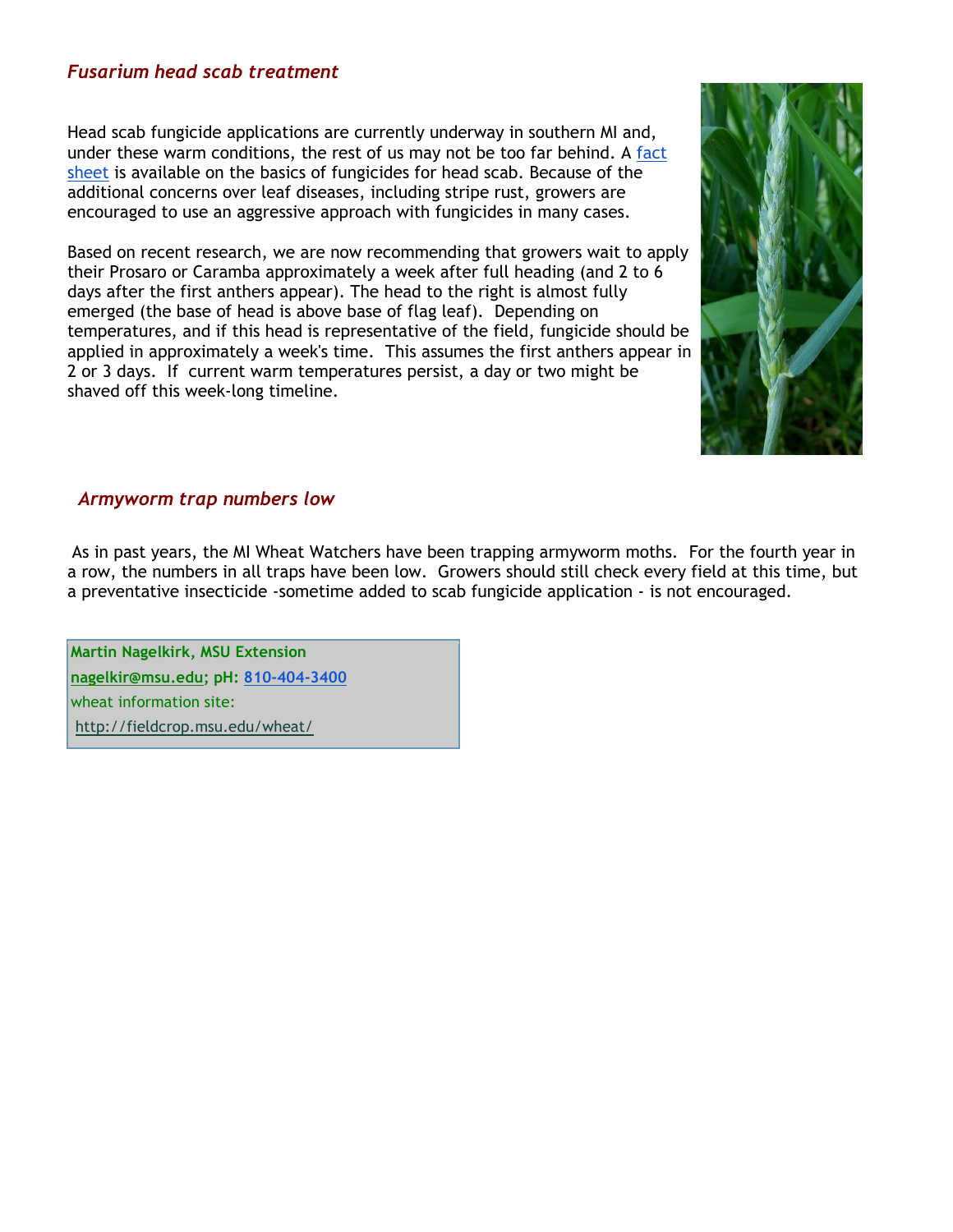### *Fusarium head scab treatment*

Head scab fungicide applications are currently underway in southern MI and, under these warm conditions, the rest of us may not be too far behind. A fact sheet is available on the basics of fungicides for head scab. Because of the additional concerns over leaf diseases, including stripe rust, growers are encouraged to use an aggressive approach with fungicides in many cases.

Based on recent research, we are now recommending that growers wait to apply their Prosaro or Caramba approximately a week after full heading (and 2 to 6 days after the first anthers appear). The head to the right is almost fully emerged (the base of head is above base of flag leaf). Depending on temperatures, and if this head is representative of the field, fungicide should be applied in approximately a week's time. This assumes the first anthers appear in 2 or 3 days. If current warm temperatures persist, a day or two might be shaved off this week-long timeline.

### *Armyworm trap numbers low*

As in past years, the MI Wheat Watchers have been trapping armyworm moths. For the fourth year in a row, the numbers in all traps have been low. Growers should still check every field at this time, but a preventative insecticide -sometime added to scab fungicide application - is not encouraged.

**Martin Nagelkirk, MSU Extension**
**nagelkir@msu.edu; pH: 810-404-3400**
wheat information site:
http://fieldcrop.msu.edu/wheat/